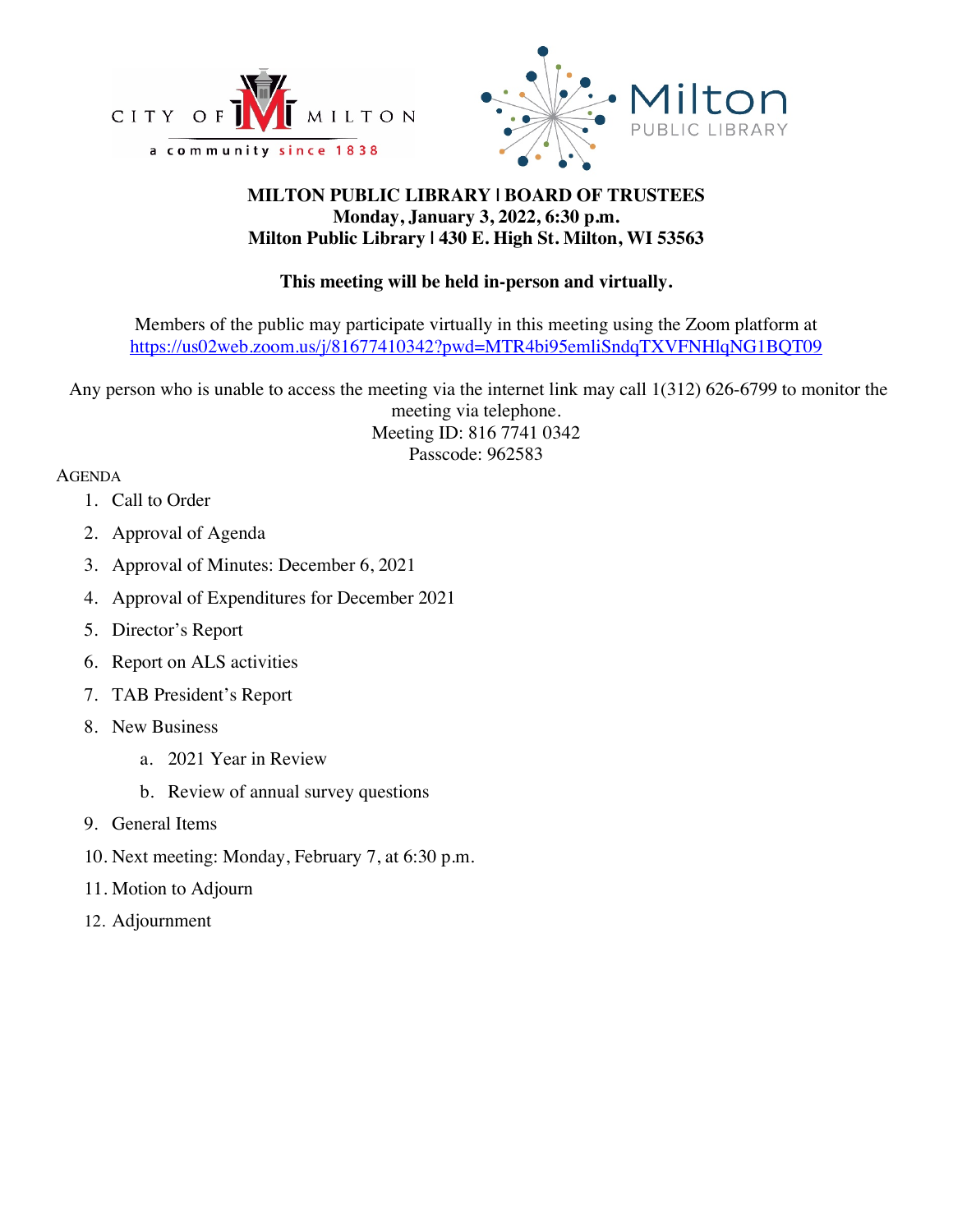CITY OF MILTON

a community since 1838

Milton PUBLIC LIBRARY

**MILTON PUBLIC LIBRARY | BOARD OF TRUSTEES**
**Monday, January 3, 2022, 6:30 p.m.**
**Milton Public Library | 430 E. High St. Milton, WI 53563**

**This meeting will be held in-person and virtually.**

Members of the public may participate virtually in this meeting using the Zoom platform at https://us02web.zoom.us/j/81677410342?pwd=MTR4bi95emliSndqTXVFNHlqNG1BQT09

Any person who is unable to access the meeting via the internet link may call 1(312) 626-6799 to monitor the meeting via telephone.
Meeting ID: 816 7741 0342
Passcode: 962583

AGENDA

1. Call to Order
2. Approval of Agenda
3. Approval of Minutes: December 6, 2021
4. Approval of Expenditures for December 2021
5. Director's Report
6. Report on ALS activities
7. TAB President's Report
8. New Business
    a. 2021 Year in Review
    b. Review of annual survey questions
9. General Items
10. Next meeting: Monday, February 7, at 6:30 p.m.
11. Motion to Adjourn
12. Adjournment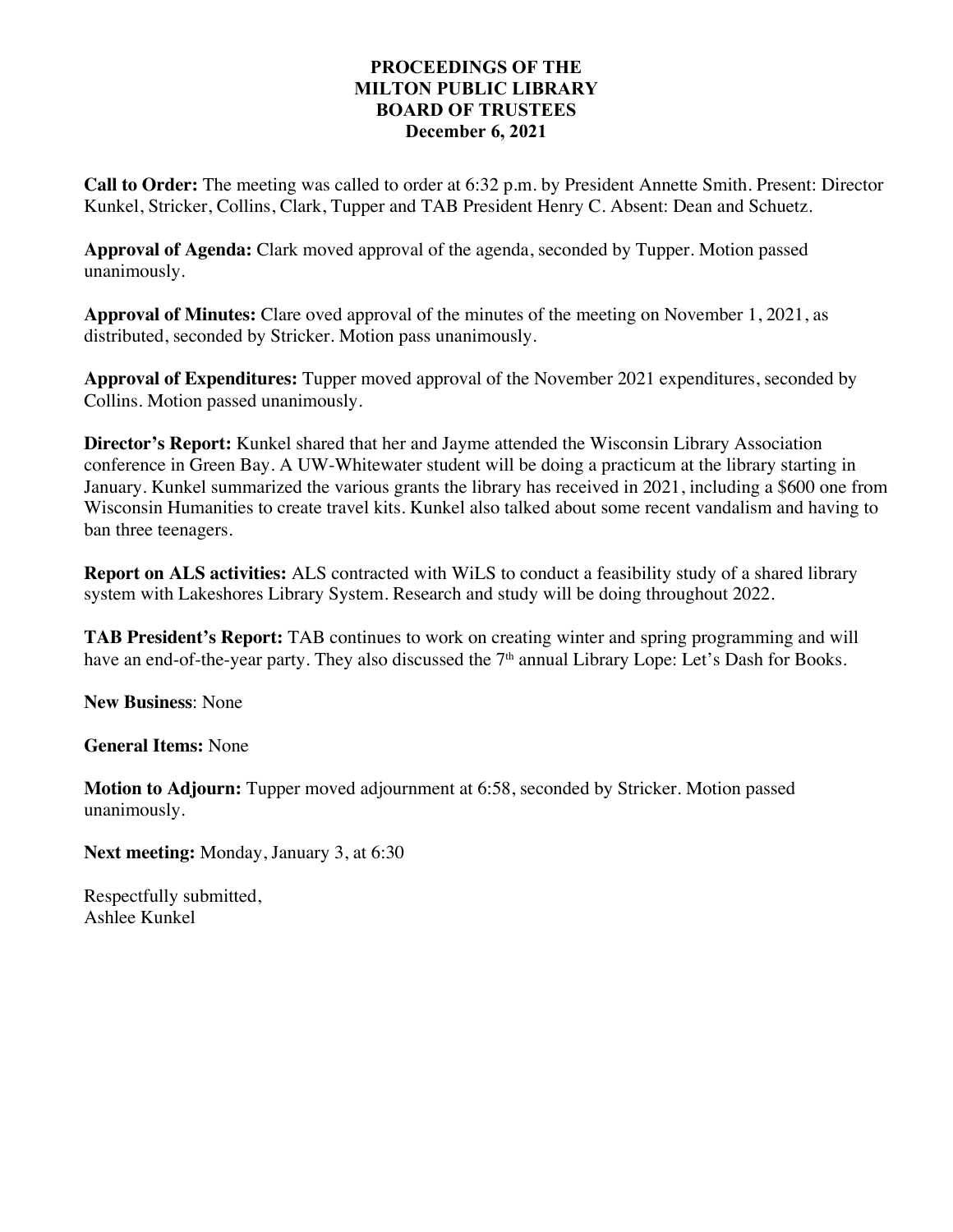# PROCEEDINGS OF THE MILTON PUBLIC LIBRARY BOARD OF TRUSTEES

**December 6, 2021**

**Call to Order:** The meeting was called to order at 6:32 p.m. by President Annette Smith. Present: Director Kunkel, Stricker, Collins, Clark, Tupper and TAB President Henry C. Absent: Dean and Schuetz.

**Approval of Agenda:** Clark moved approval of the agenda, seconded by Tupper. Motion passed unanimously.

**Approval of Minutes:** Clare oved approval of the minutes of the meeting on November 1, 2021, as distributed, seconded by Stricker. Motion pass unanimously.

**Approval of Expenditures:** Tupper moved approval of the November 2021 expenditures, seconded by Collins. Motion passed unanimously.

**Director's Report:** Kunkel shared that her and Jayme attended the Wisconsin Library Association conference in Green Bay. A UW-Whitewater student will be doing a practicum at the library starting in January. Kunkel summarized the various grants the library has received in 2021, including a $600 one from Wisconsin Humanities to create travel kits. Kunkel also talked about some recent vandalism and having to ban three teenagers.

**Report on ALS activities:** ALS contracted with WiLS to conduct a feasibility study of a shared library system with Lakeshores Library System. Research and study will be doing throughout 2022.

**TAB President's Report:** TAB continues to work on creating winter and spring programming and will have an end-of-the-year party. They also discussed the 7th annual Library Lope: Let's Dash for Books.

**New Business**: None

**General Items:** None

**Motion to Adjourn:** Tupper moved adjournment at 6:58, seconded by Stricker. Motion passed unanimously.

**Next meeting:** Monday, January 3, at 6:30

Respectfully submitted,
Ashlee Kunkel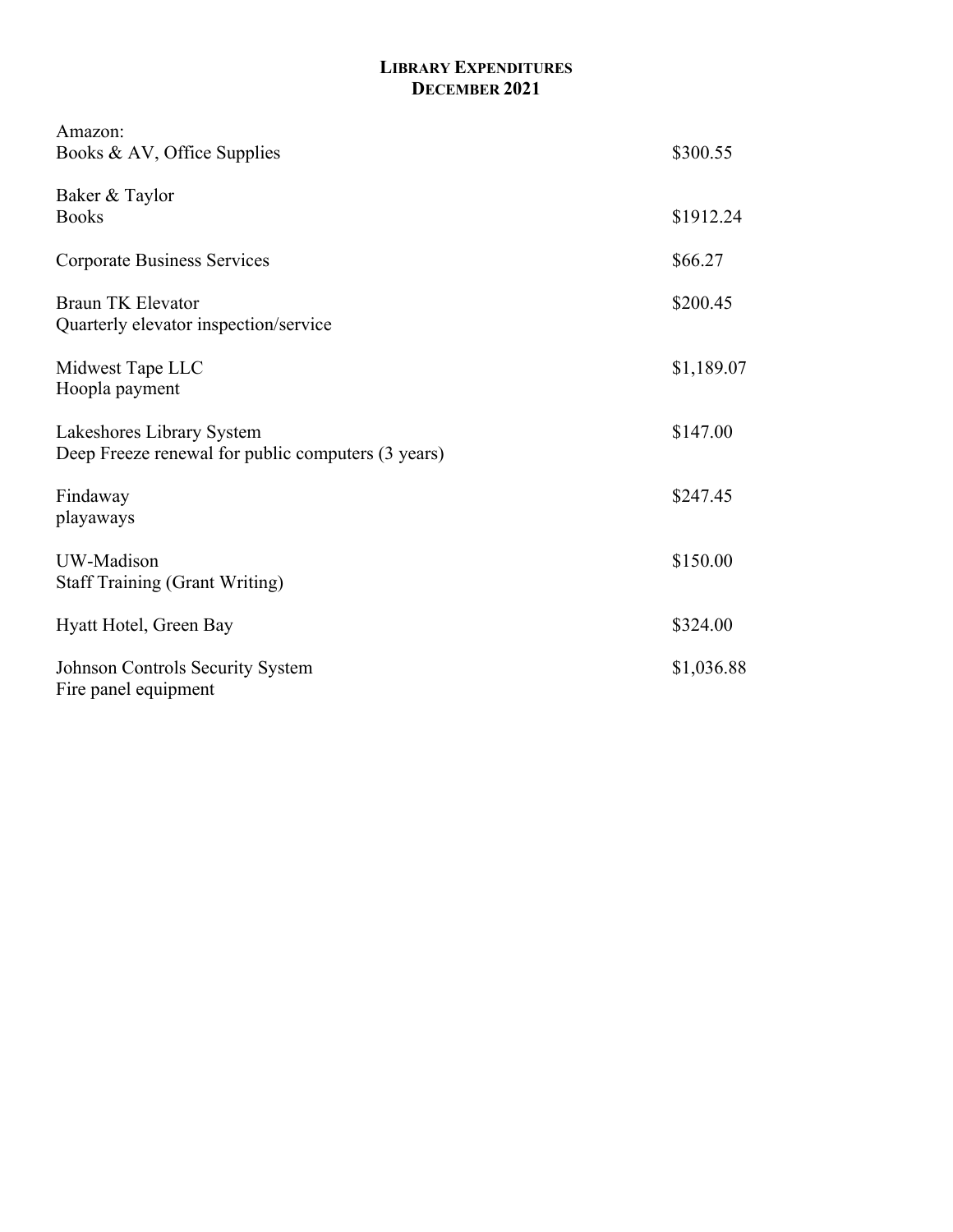# LIBRARY EXPENDITURES
## DECEMBER 2021

| Vendor / Description | Amount |
|---|---|
| Amazon:<br>Books & AV, Office Supplies | \$300.55 |
| Baker & Taylor<br>Books | \$1912.24 |
| Corporate Business Services | \$66.27 |
| Braun TK Elevator<br>Quarterly elevator inspection/service | \$200.45 |
| Midwest Tape LLC<br>Hoopla payment | \$1,189.07 |
| Lakeshores Library System<br>Deep Freeze renewal for public computers (3 years) | \$147.00 |
| Findaway<br>playaways | \$247.45 |
| UW-Madison<br>Staff Training (Grant Writing) | \$150.00 |
| Hyatt Hotel, Green Bay | \$324.00 |
| Johnson Controls Security System<br>Fire panel equipment | \$1,036.88 |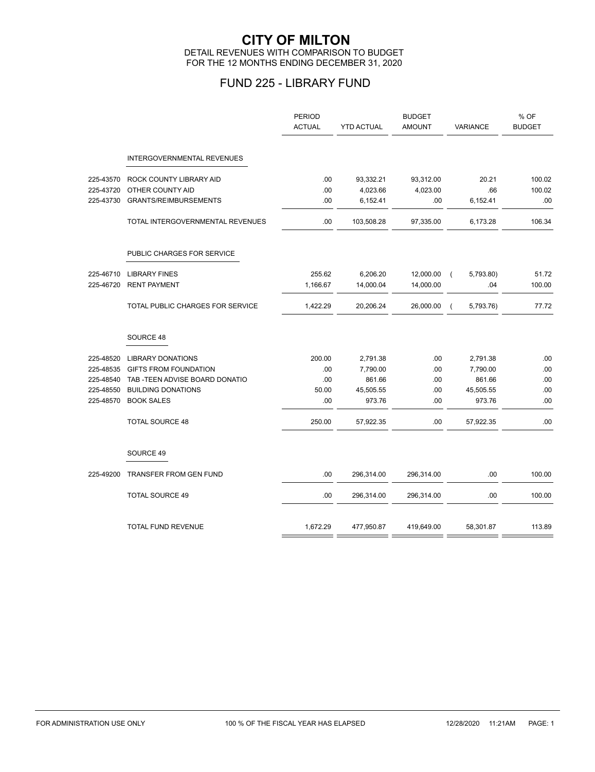# CITY OF MILTON

DETAIL REVENUES WITH COMPARISON TO BUDGET
FOR THE 12 MONTHS ENDING DECEMBER 31, 2020

## FUND 225 - LIBRARY FUND

| | | PERIOD ACTUAL | YTD ACTUAL | BUDGET AMOUNT | VARIANCE | % OF BUDGET |
|---|---|---|---|---|---|---|
| | **INTERGOVERNMENTAL REVENUES** | | | | | |
| 225-43570 | ROCK COUNTY LIBRARY AID | .00 | 93,332.21 | 93,312.00 | 20.21 | 100.02 |
| 225-43720 | OTHER COUNTY AID | .00 | 4,023.66 | 4,023.00 | .66 | 100.02 |
| 225-43730 | GRANTS/REIMBURSEMENTS | .00 | 6,152.41 | .00 | 6,152.41 | .00 |
| | TOTAL INTERGOVERNMENTAL REVENUES | .00 | 103,508.28 | 97,335.00 | 6,173.28 | 106.34 |
| | **PUBLIC CHARGES FOR SERVICE** | | | | | |
| 225-46710 | LIBRARY FINES | 255.62 | 6,206.20 | 12,000.00 | ( 5,793.80) | 51.72 |
| 225-46720 | RENT PAYMENT | 1,166.67 | 14,000.04 | 14,000.00 | .04 | 100.00 |
| | TOTAL PUBLIC CHARGES FOR SERVICE | 1,422.29 | 20,206.24 | 26,000.00 | ( 5,793.76) | 77.72 |
| | **SOURCE 48** | | | | | |
| 225-48520 | LIBRARY DONATIONS | 200.00 | 2,791.38 | .00 | 2,791.38 | .00 |
| 225-48535 | GIFTS FROM FOUNDATION | .00 | 7,790.00 | .00 | 7,790.00 | .00 |
| 225-48540 | TAB -TEEN ADVISE BOARD DONATIO | .00 | 861.66 | .00 | 861.66 | .00 |
| 225-48550 | BUILDING DONATIONS | 50.00 | 45,505.55 | .00 | 45,505.55 | .00 |
| 225-48570 | BOOK SALES | .00 | 973.76 | .00 | 973.76 | .00 |
| | TOTAL SOURCE 48 | 250.00 | 57,922.35 | .00 | 57,922.35 | .00 |
| | **SOURCE 49** | | | | | |
| 225-49200 | TRANSFER FROM GEN FUND | .00 | 296,314.00 | 296,314.00 | .00 | 100.00 |
| | TOTAL SOURCE 49 | .00 | 296,314.00 | 296,314.00 | .00 | 100.00 |
| | TOTAL FUND REVENUE | 1,672.29 | 477,950.87 | 419,649.00 | 58,301.87 | 113.89 |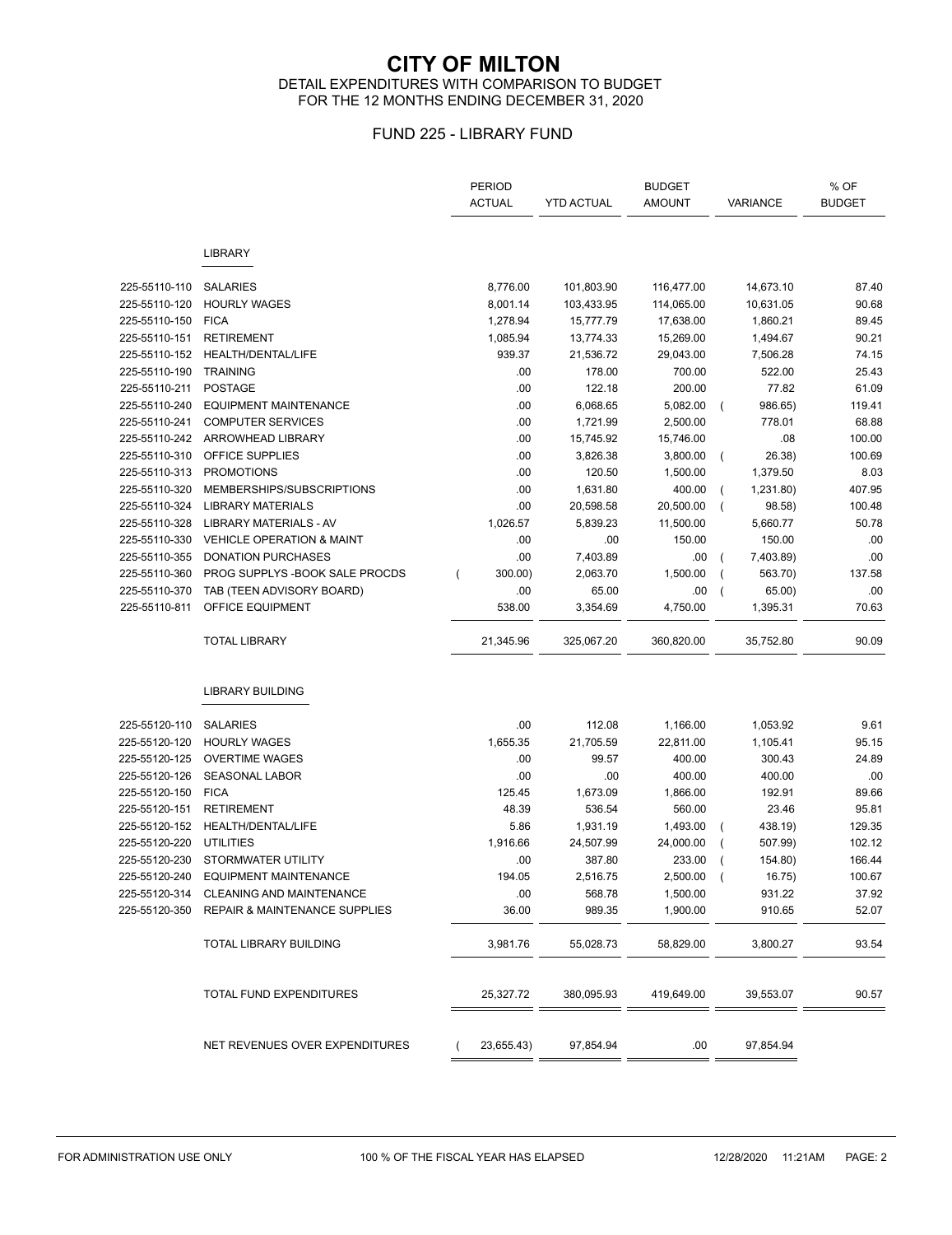# CITY OF MILTON

DETAIL EXPENDITURES WITH COMPARISON TO BUDGET
FOR THE 12 MONTHS ENDING DECEMBER 31, 2020

## FUND 225 - LIBRARY FUND

| | | PERIOD ACTUAL | YTD ACTUAL | BUDGET AMOUNT | VARIANCE | % OF BUDGET |
|---|---|---|---|---|---|---|
| | **LIBRARY** | | | | | |
| 225-55110-110 | SALARIES | 8,776.00 | 101,803.90 | 116,477.00 | 14,673.10 | 87.40 |
| 225-55110-120 | HOURLY WAGES | 8,001.14 | 103,433.95 | 114,065.00 | 10,631.05 | 90.68 |
| 225-55110-150 | FICA | 1,278.94 | 15,777.79 | 17,638.00 | 1,860.21 | 89.45 |
| 225-55110-151 | RETIREMENT | 1,085.94 | 13,774.33 | 15,269.00 | 1,494.67 | 90.21 |
| 225-55110-152 | HEALTH/DENTAL/LIFE | 939.37 | 21,536.72 | 29,043.00 | 7,506.28 | 74.15 |
| 225-55110-190 | TRAINING | .00 | 178.00 | 700.00 | 522.00 | 25.43 |
| 225-55110-211 | POSTAGE | .00 | 122.18 | 200.00 | 77.82 | 61.09 |
| 225-55110-240 | EQUIPMENT MAINTENANCE | .00 | 6,068.65 | 5,082.00 | ( 986.65) | 119.41 |
| 225-55110-241 | COMPUTER SERVICES | .00 | 1,721.99 | 2,500.00 | 778.01 | 68.88 |
| 225-55110-242 | ARROWHEAD LIBRARY | .00 | 15,745.92 | 15,746.00 | .08 | 100.00 |
| 225-55110-310 | OFFICE SUPPLIES | .00 | 3,826.38 | 3,800.00 | ( 26.38) | 100.69 |
| 225-55110-313 | PROMOTIONS | .00 | 120.50 | 1,500.00 | 1,379.50 | 8.03 |
| 225-55110-320 | MEMBERSHIPS/SUBSCRIPTIONS | .00 | 1,631.80 | 400.00 | ( 1,231.80) | 407.95 |
| 225-55110-324 | LIBRARY MATERIALS | .00 | 20,598.58 | 20,500.00 | ( 98.58) | 100.48 |
| 225-55110-328 | LIBRARY MATERIALS - AV | 1,026.57 | 5,839.23 | 11,500.00 | 5,660.77 | 50.78 |
| 225-55110-330 | VEHICLE OPERATION & MAINT | .00 | .00 | 150.00 | 150.00 | .00 |
| 225-55110-355 | DONATION PURCHASES | .00 | 7,403.89 | .00 | ( 7,403.89) | .00 |
| 225-55110-360 | PROG SUPPLYS -BOOK SALE PROCDS | ( 300.00) | 2,063.70 | 1,500.00 | ( 563.70) | 137.58 |
| 225-55110-370 | TAB (TEEN ADVISORY BOARD) | .00 | 65.00 | .00 | ( 65.00) | .00 |
| 225-55110-811 | OFFICE EQUIPMENT | 538.00 | 3,354.69 | 4,750.00 | 1,395.31 | 70.63 |
| | TOTAL LIBRARY | 21,345.96 | 325,067.20 | 360,820.00 | 35,752.80 | 90.09 |
| | **LIBRARY BUILDING** | | | | | |
| 225-55120-110 | SALARIES | .00 | 112.08 | 1,166.00 | 1,053.92 | 9.61 |
| 225-55120-120 | HOURLY WAGES | 1,655.35 | 21,705.59 | 22,811.00 | 1,105.41 | 95.15 |
| 225-55120-125 | OVERTIME WAGES | .00 | 99.57 | 400.00 | 300.43 | 24.89 |
| 225-55120-126 | SEASONAL LABOR | .00 | .00 | 400.00 | 400.00 | .00 |
| 225-55120-150 | FICA | 125.45 | 1,673.09 | 1,866.00 | 192.91 | 89.66 |
| 225-55120-151 | RETIREMENT | 48.39 | 536.54 | 560.00 | 23.46 | 95.81 |
| 225-55120-152 | HEALTH/DENTAL/LIFE | 5.86 | 1,931.19 | 1,493.00 | ( 438.19) | 129.35 |
| 225-55120-220 | UTILITIES | 1,916.66 | 24,507.99 | 24,000.00 | ( 507.99) | 102.12 |
| 225-55120-230 | STORMWATER UTILITY | .00 | 387.80 | 233.00 | ( 154.80) | 166.44 |
| 225-55120-240 | EQUIPMENT MAINTENANCE | 194.05 | 2,516.75 | 2,500.00 | ( 16.75) | 100.67 |
| 225-55120-314 | CLEANING AND MAINTENANCE | .00 | 568.78 | 1,500.00 | 931.22 | 37.92 |
| 225-55120-350 | REPAIR & MAINTENANCE SUPPLIES | 36.00 | 989.35 | 1,900.00 | 910.65 | 52.07 |
| | TOTAL LIBRARY BUILDING | 3,981.76 | 55,028.73 | 58,829.00 | 3,800.27 | 93.54 |
| | TOTAL FUND EXPENDITURES | 25,327.72 | 380,095.93 | 419,649.00 | 39,553.07 | 90.57 |
| | NET REVENUES OVER EXPENDITURES | ( 23,655.43) | 97,854.94 | .00 | 97,854.94 | |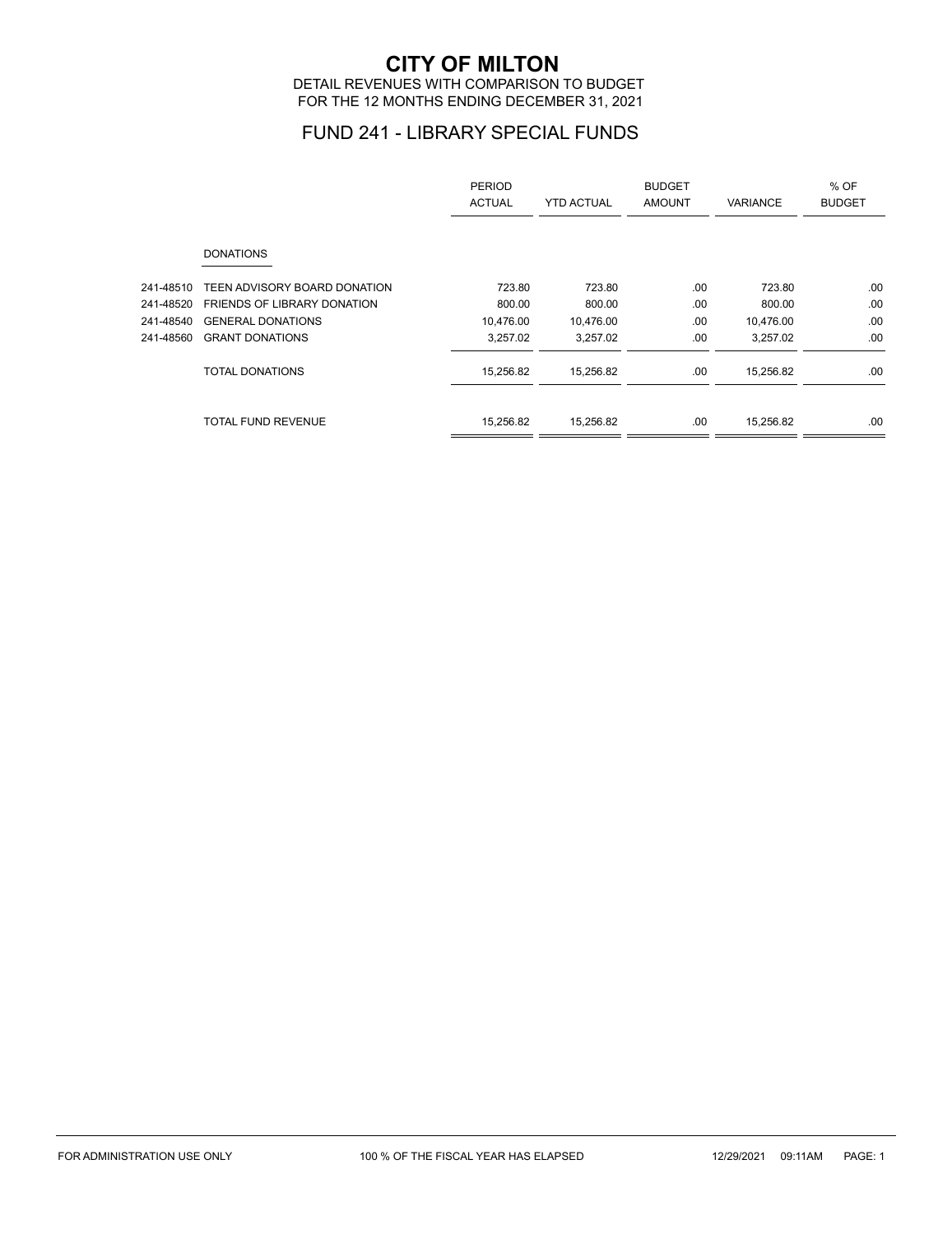# CITY OF MILTON

DETAIL REVENUES WITH COMPARISON TO BUDGET
FOR THE 12 MONTHS ENDING DECEMBER 31, 2021

## FUND 241 - LIBRARY SPECIAL FUNDS

| | | PERIOD ACTUAL | YTD ACTUAL | BUDGET AMOUNT | VARIANCE | % OF BUDGET |
|---|---|---|---|---|---|---|
| | DONATIONS | | | | | |
| 241-48510 | TEEN ADVISORY BOARD DONATION | 723.80 | 723.80 | .00 | 723.80 | .00 |
| 241-48520 | FRIENDS OF LIBRARY DONATION | 800.00 | 800.00 | .00 | 800.00 | .00 |
| 241-48540 | GENERAL DONATIONS | 10,476.00 | 10,476.00 | .00 | 10,476.00 | .00 |
| 241-48560 | GRANT DONATIONS | 3,257.02 | 3,257.02 | .00 | 3,257.02 | .00 |
| | TOTAL DONATIONS | 15,256.82 | 15,256.82 | .00 | 15,256.82 | .00 |
| | TOTAL FUND REVENUE | 15,256.82 | 15,256.82 | .00 | 15,256.82 | .00 |

FOR ADMINISTRATION USE ONLY 100 % OF THE FISCAL YEAR HAS ELAPSED 12/29/2021 09:11AM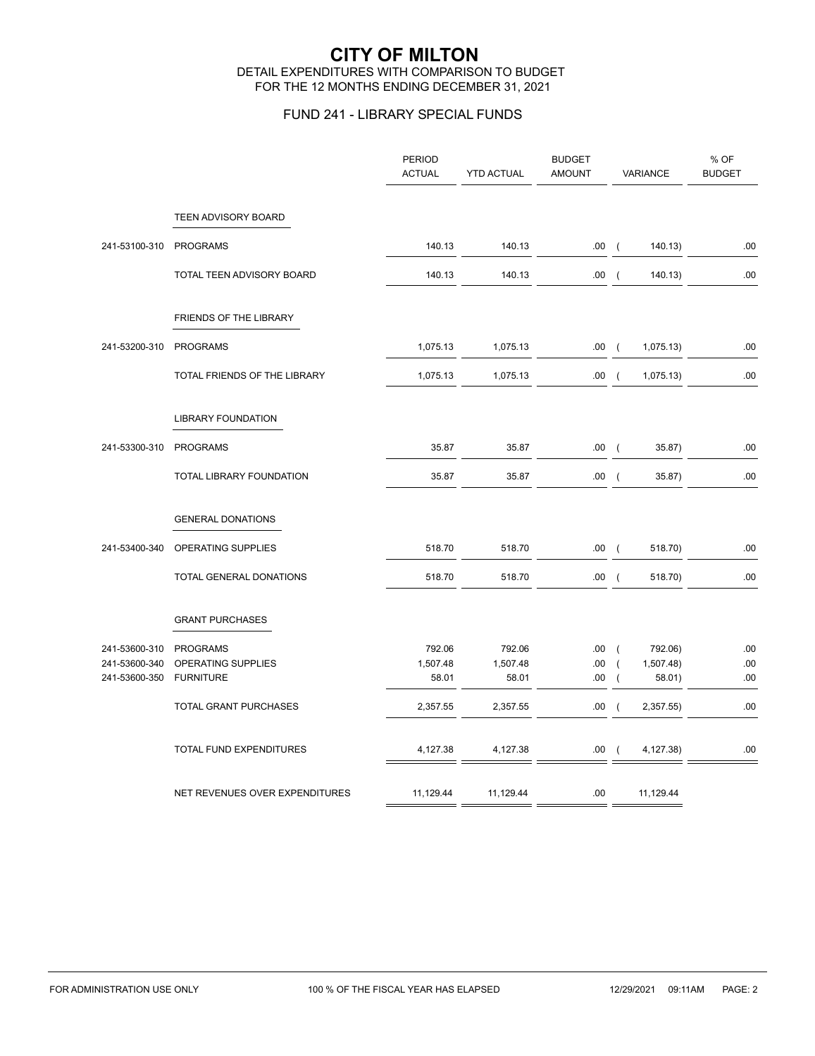# CITY OF MILTON

DETAIL EXPENDITURES WITH COMPARISON TO BUDGET
FOR THE 12 MONTHS ENDING DECEMBER 31, 2021

## FUND 241 - LIBRARY SPECIAL FUNDS

| | | PERIOD ACTUAL | YTD ACTUAL | BUDGET AMOUNT | VARIANCE | % OF BUDGET |
|---|---|---|---|---|---|---|
| | TEEN ADVISORY BOARD | | | | | |
| 241-53100-310 | PROGRAMS | 140.13 | 140.13 | .00 | ( 140.13) | .00 |
| | TOTAL TEEN ADVISORY BOARD | 140.13 | 140.13 | .00 | ( 140.13) | .00 |
| | FRIENDS OF THE LIBRARY | | | | | |
| 241-53200-310 | PROGRAMS | 1,075.13 | 1,075.13 | .00 | ( 1,075.13) | .00 |
| | TOTAL FRIENDS OF THE LIBRARY | 1,075.13 | 1,075.13 | .00 | ( 1,075.13) | .00 |
| | LIBRARY FOUNDATION | | | | | |
| 241-53300-310 | PROGRAMS | 35.87 | 35.87 | .00 | ( 35.87) | .00 |
| | TOTAL LIBRARY FOUNDATION | 35.87 | 35.87 | .00 | ( 35.87) | .00 |
| | GENERAL DONATIONS | | | | | |
| 241-53400-340 | OPERATING SUPPLIES | 518.70 | 518.70 | .00 | ( 518.70) | .00 |
| | TOTAL GENERAL DONATIONS | 518.70 | 518.70 | .00 | ( 518.70) | .00 |
| | GRANT PURCHASES | | | | | |
| 241-53600-310 | PROGRAMS | 792.06 | 792.06 | .00 | ( 792.06) | .00 |
| 241-53600-340 | OPERATING SUPPLIES | 1,507.48 | 1,507.48 | .00 | ( 1,507.48) | .00 |
| 241-53600-350 | FURNITURE | 58.01 | 58.01 | .00 | ( 58.01) | .00 |
| | TOTAL GRANT PURCHASES | 2,357.55 | 2,357.55 | .00 | ( 2,357.55) | .00 |
| | TOTAL FUND EXPENDITURES | 4,127.38 | 4,127.38 | .00 | ( 4,127.38) | .00 |
| | NET REVENUES OVER EXPENDITURES | 11,129.44 | 11,129.44 | .00 | 11,129.44 | |

FOR ADMINISTRATION USE ONLY 100 % OF THE FISCAL YEAR HAS ELAPSED 12/29/2021 09:11AM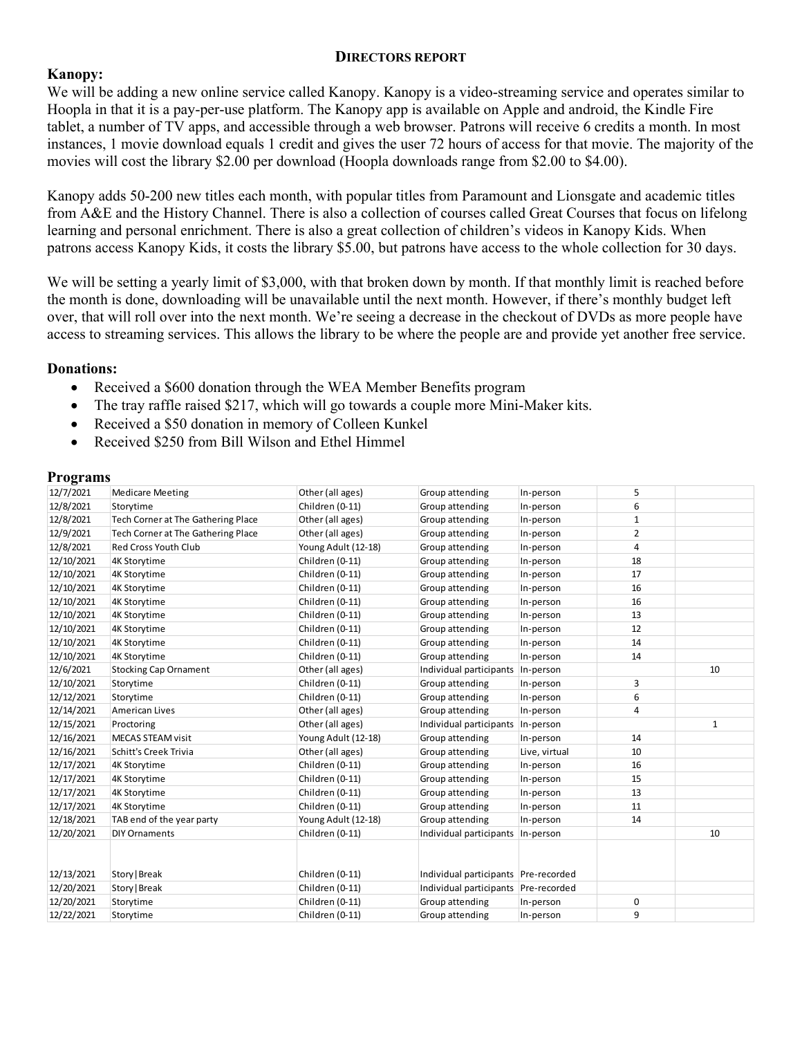**DIRECTORS REPORT**

## Kanopy:

We will be adding a new online service called Kanopy. Kanopy is a video-streaming service and operates similar to Hoopla in that it is a pay-per-use platform. The Kanopy app is available on Apple and android, the Kindle Fire tablet, a number of TV apps, and accessible through a web browser. Patrons will receive 6 credits a month. In most instances, 1 movie download equals 1 credit and gives the user 72 hours of access for that movie. The majority of the movies will cost the library $2.00 per download (Hoopla downloads range from $2.00 to $4.00).

Kanopy adds 50-200 new titles each month, with popular titles from Paramount and Lionsgate and academic titles from A&E and the History Channel. There is also a collection of courses called Great Courses that focus on lifelong learning and personal enrichment. There is also a great collection of children's videos in Kanopy Kids. When patrons access Kanopy Kids, it costs the library $5.00, but patrons have access to the whole collection for 30 days.

We will be setting a yearly limit of $3,000, with that broken down by month. If that monthly limit is reached before the month is done, downloading will be unavailable until the next month. However, if there's monthly budget left over, that will roll over into the next month. We're seeing a decrease in the checkout of DVDs as more people have access to streaming services. This allows the library to be where the people are and provide yet another free service.

## Donations:

- Received a $600 donation through the WEA Member Benefits program
- The tray raffle raised $217, which will go towards a couple more Mini-Maker kits.
- Received a $50 donation in memory of Colleen Kunkel
- Received $250 from Bill Wilson and Ethel Himmel

## Programs

| | | | | | | |
|---|---|---|---|---|---|---|
| 12/7/2021 | Medicare Meeting | Other (all ages) | Group attending | In-person | 5 | |
| 12/8/2021 | Storytime | Children (0-11) | Group attending | In-person | 6 | |
| 12/8/2021 | Tech Corner at The Gathering Place | Other (all ages) | Group attending | In-person | 1 | |
| 12/9/2021 | Tech Corner at The Gathering Place | Other (all ages) | Group attending | In-person | 2 | |
| 12/8/2021 | Red Cross Youth Club | Young Adult (12-18) | Group attending | In-person | 4 | |
| 12/10/2021 | 4K Storytime | Children (0-11) | Group attending | In-person | 18 | |
| 12/10/2021 | 4K Storytime | Children (0-11) | Group attending | In-person | 17 | |
| 12/10/2021 | 4K Storytime | Children (0-11) | Group attending | In-person | 16 | |
| 12/10/2021 | 4K Storytime | Children (0-11) | Group attending | In-person | 16 | |
| 12/10/2021 | 4K Storytime | Children (0-11) | Group attending | In-person | 13 | |
| 12/10/2021 | 4K Storytime | Children (0-11) | Group attending | In-person | 12 | |
| 12/10/2021 | 4K Storytime | Children (0-11) | Group attending | In-person | 14 | |
| 12/10/2021 | 4K Storytime | Children (0-11) | Group attending | In-person | 14 | |
| 12/6/2021 | Stocking Cap Ornament | Other (all ages) | Individual participants | In-person | | 10 |
| 12/10/2021 | Storytime | Children (0-11) | Group attending | In-person | 3 | |
| 12/12/2021 | Storytime | Children (0-11) | Group attending | In-person | 6 | |
| 12/14/2021 | American Lives | Other (all ages) | Group attending | In-person | 4 | |
| 12/15/2021 | Proctoring | Other (all ages) | Individual participants | In-person | | 1 |
| 12/16/2021 | MECAS STEAM visit | Young Adult (12-18) | Group attending | In-person | 14 | |
| 12/16/2021 | Schitt's Creek Trivia | Other (all ages) | Group attending | Live, virtual | 10 | |
| 12/17/2021 | 4K Storytime | Children (0-11) | Group attending | In-person | 16 | |
| 12/17/2021 | 4K Storytime | Children (0-11) | Group attending | In-person | 15 | |
| 12/17/2021 | 4K Storytime | Children (0-11) | Group attending | In-person | 13 | |
| 12/17/2021 | 4K Storytime | Children (0-11) | Group attending | In-person | 11 | |
| 12/18/2021 | TAB end of the year party | Young Adult (12-18) | Group attending | In-person | 14 | |
| 12/20/2021 | DIY Ornaments | Children (0-11) | Individual participants | In-person | | 10 |
| | | | | | | |
| 12/13/2021 | Story\|Break | Children (0-11) | Individual participants | Pre-recorded | | |
| 12/20/2021 | Story\|Break | Children (0-11) | Individual participants | Pre-recorded | | |
| 12/20/2021 | Storytime | Children (0-11) | Group attending | In-person | 0 | |
| 12/22/2021 | Storytime | Children (0-11) | Group attending | In-person | 9 | |